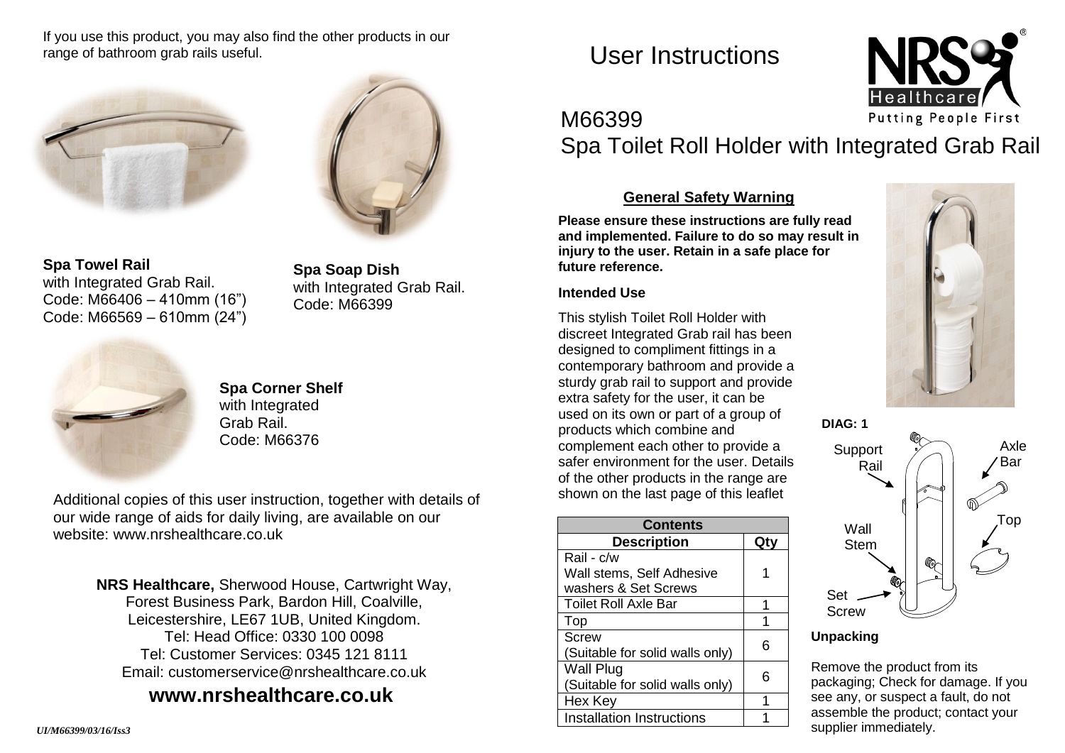If you use this product, you may also find the other products in our range of bathroom grab rails useful.

**Spa Towel Rail**
with Integrated Grab Rail.
Code: M66406 – 410mm (16”)
Code: M66569 – 610mm (24”)

**Spa Soap Dish**
with Integrated Grab Rail.
Code: M66399

**Spa Corner Shelf**
with Integrated
Grab Rail.
Code: M66376

Additional copies of this user instruction, together with details of our wide range of aids for daily living, are available on our website: www.nrshealthcare.co.uk

**NRS Healthcare,** Sherwood House, Cartwright Way,
Forest Business Park, Bardon Hill, Coalville,
Leicestershire, LE67 1UB, United Kingdom.
Tel: Head Office: 0330 100 0098
Tel: Customer Services: 0345 121 8111
Email: customerservice@nrshealthcare.co.uk

## www.nrshealthcare.co.uk

*UI/M66399/03/16/Iss3*

# User Instructions

NRS Healthcare®
Putting People First

# M66399
# Spa Toilet Roll Holder with Integrated Grab Rail

## General Safety Warning

**Please ensure these instructions are fully read and implemented. Failure to do so may result in injury to the user. Retain in a safe place for future reference.**

**Intended Use**

This stylish Toilet Roll Holder with discreet Integrated Grab rail has been designed to compliment fittings in a contemporary bathroom and provide a sturdy grab rail to support and provide extra safety for the user, it can be used on its own or part of a group of products which combine and complement each other to provide a safer environment for the user. Details of the other products in the range are shown on the last page of this leaflet

| Contents | |
|---|---|
| **Description** | **Qty** |
| Rail - c/w Wall stems, Self Adhesive washers & Set Screws | 1 |
| Toilet Roll Axle Bar | 1 |
| Top | 1 |
| Screw (Suitable for solid walls only) | 6 |
| Wall Plug (Suitable for solid walls only) | 6 |
| Hex Key | 1 |
| Installation Instructions | 1 |

**DIAG: 1**

Support Rail, Axle Bar, Top, Wall Stem, Set Screw

**Unpacking**

Remove the product from its packaging; Check for damage. If you see any, or suspect a fault, do not assemble the product; contact your supplier immediately.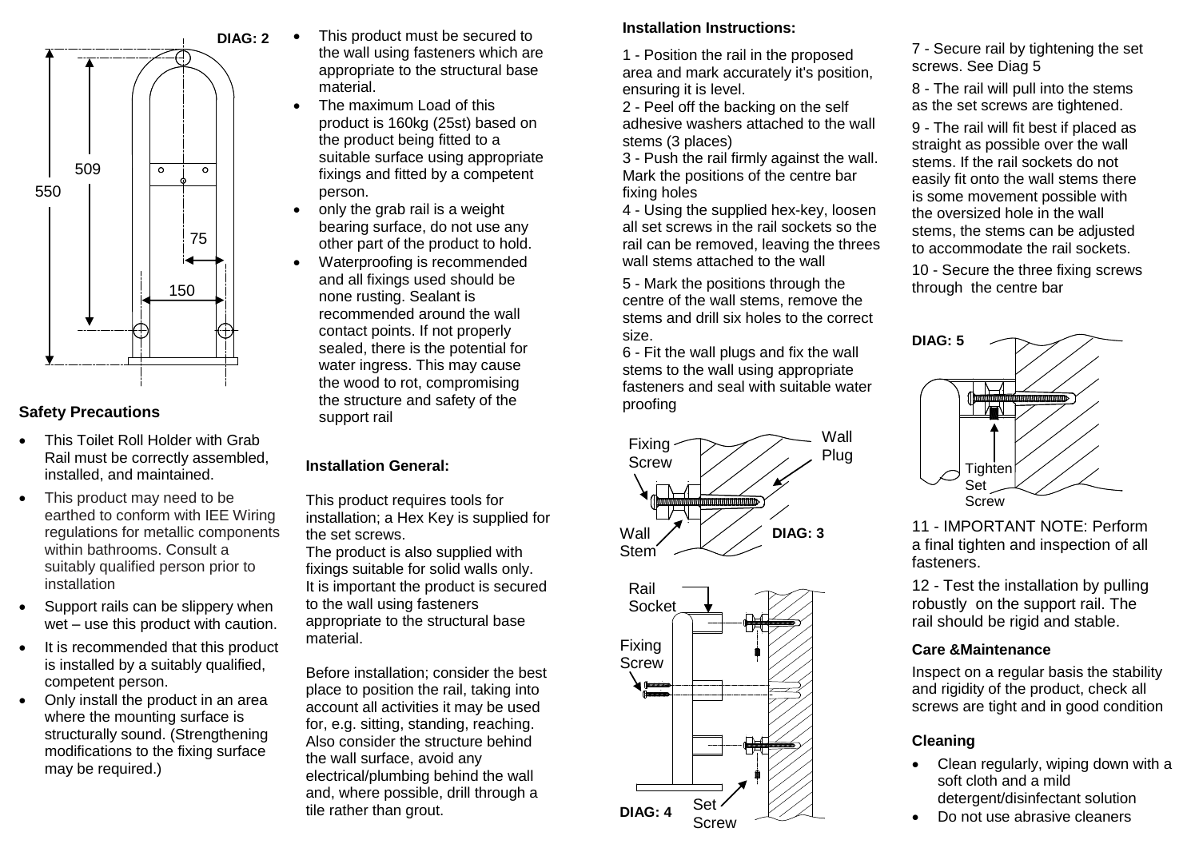DIAG: 2

550
509
75
150

## Safety Precautions

- This Toilet Roll Holder with Grab Rail must be correctly assembled, installed, and maintained.
- This product may need to be earthed to conform with IEE Wiring regulations for metallic components within bathrooms. Consult a suitably qualified person prior to installation
- Support rails can be slippery when wet – use this product with caution.
- It is recommended that this product is installed by a suitably qualified, competent person.
- Only install the product in an area where the mounting surface is structurally sound. (Strengthening modifications to the fixing surface may be required.)
- This product must be secured to the wall using fasteners which are appropriate to the structural base material.
- The maximum Load of this product is 160kg (25st) based on the product being fitted to a suitable surface using appropriate fixings and fitted by a competent person.
- only the grab rail is a weight bearing surface, do not use any other part of the product to hold.
- Waterproofing is recommended and all fixings used should be none rusting. Sealant is recommended around the wall contact points. If not properly sealed, there is the potential for water ingress. This may cause the wood to rot, compromising the structure and safety of the support rail

## Installation General:

This product requires tools for installation; a Hex Key is supplied for the set screws.
The product is also supplied with fixings suitable for solid walls only.
It is important the product is secured to the wall using fasteners appropriate to the structural base material.

Before installation; consider the best place to position the rail, taking into account all activities it may be used for, e.g. sitting, standing, reaching. Also consider the structure behind the wall surface, avoid any electrical/plumbing behind the wall and, where possible, drill through a tile rather than grout.

## Installation Instructions:

1 - Position the rail in the proposed area and mark accurately it's position, ensuring it is level.
2 - Peel off the backing on the self adhesive washers attached to the wall stems (3 places)
3 - Push the rail firmly against the wall. Mark the positions of the centre bar fixing holes
4 - Using the supplied hex-key, loosen all set screws in the rail sockets so the rail can be removed, leaving the threes wall stems attached to the wall

5 - Mark the positions through the centre of the wall stems, remove the stems and drill six holes to the correct size.
6 - Fit the wall plugs and fix the wall stems to the wall using appropriate fasteners and seal with suitable water proofing

Fixing Screw
Wall Plug
Wall Stem
DIAG: 3

Rail Socket
Fixing Screw
Set Screw
DIAG: 4

7 - Secure rail by tightening the set screws. See Diag 5

8 - The rail will pull into the stems as the set screws are tightened.

9 - The rail will fit best if placed as straight as possible over the wall stems. If the rail sockets do not easily fit onto the wall stems there is some movement possible with the oversized hole in the wall stems, the stems can be adjusted to accommodate the rail sockets.

10 - Secure the three fixing screws through the centre bar

DIAG: 5

Tighten Set Screw

11 - IMPORTANT NOTE: Perform a final tighten and inspection of all fasteners.

12 - Test the installation by pulling robustly on the support rail. The rail should be rigid and stable.

### Care &Maintenance

Inspect on a regular basis the stability and rigidity of the product, check all screws are tight and in good condition

### Cleaning

- Clean regularly, wiping down with a soft cloth and a mild detergent/disinfectant solution
- Do not use abrasive cleaners